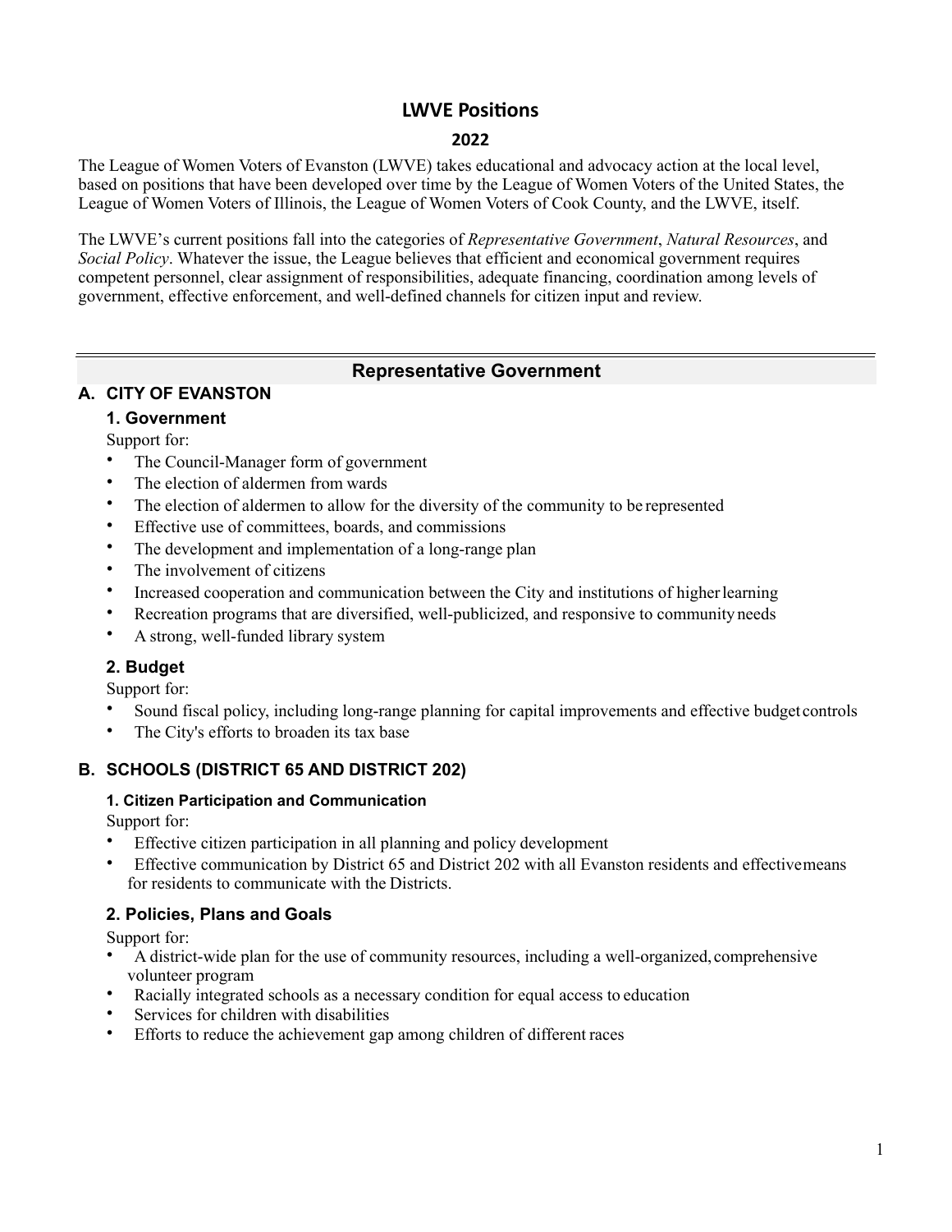# LWVE Positions

## 2022

The League of Women Voters of Evanston (LWVE) takes educational and advocacy action at the local level, based on positions that have been developed over time by the League of Women Voters of the United States, the League of Women Voters of Illinois, the League of Women Voters of Cook County, and the LWVE, itself.

The LWVE's current positions fall into the categories of *Representative Government*, *Natural Resources*, and *Social Policy*. Whatever the issue, the League believes that efficient and economical government requires competent personnel, clear assignment of responsibilities, adequate financing, coordination among levels of government, effective enforcement, and well-defined channels for citizen input and review.

---

## Representative Government

### A. CITY OF EVANSTON

#### 1. Government

Support for:

- The Council-Manager form of government
- The election of aldermen from wards
- The election of aldermen to allow for the diversity of the community to be represented
- Effective use of committees, boards, and commissions
- The development and implementation of a long-range plan
- The involvement of citizens
- Increased cooperation and communication between the City and institutions of higher learning
- Recreation programs that are diversified, well-publicized, and responsive to community needs
- A strong, well-funded library system

#### 2. Budget

Support for:

- Sound fiscal policy, including long-range planning for capital improvements and effective budget controls
- The City's efforts to broaden its tax base

### B. SCHOOLS (DISTRICT 65 AND DISTRICT 202)

#### 1. Citizen Participation and Communication

Support for:

- Effective citizen participation in all planning and policy development
- Effective communication by District 65 and District 202 with all Evanston residents and effective means for residents to communicate with the Districts.

#### 2. Policies, Plans and Goals

Support for:

- A district-wide plan for the use of community resources, including a well-organized, comprehensive volunteer program
- Racially integrated schools as a necessary condition for equal access to education
- Services for children with disabilities
- Efforts to reduce the achievement gap among children of different races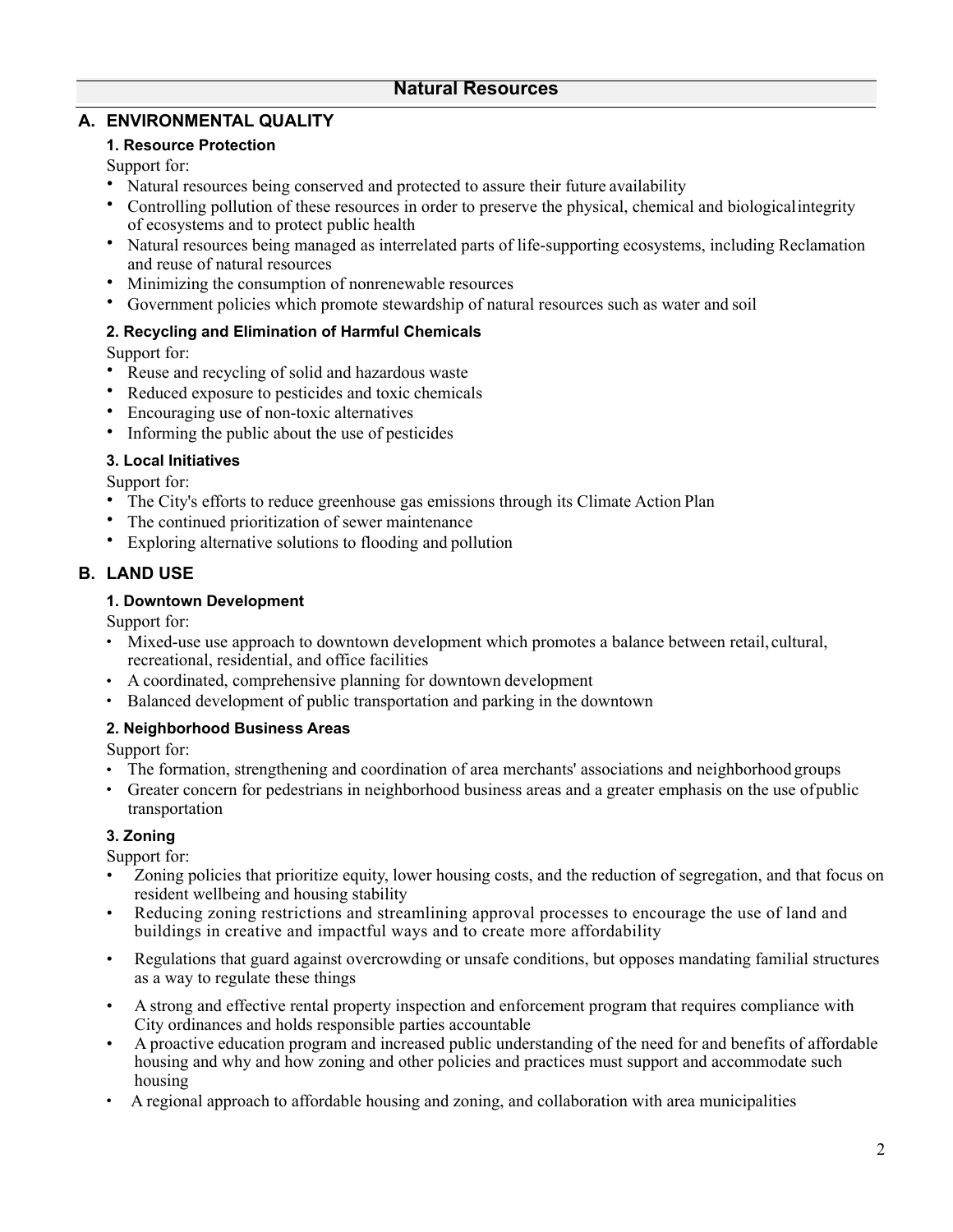## Natural Resources

### A. ENVIRONMENTAL QUALITY

#### 1. Resource Protection

Support for:

- Natural resources being conserved and protected to assure their future availability
- Controlling pollution of these resources in order to preserve the physical, chemical and biological integrity of ecosystems and to protect public health
- Natural resources being managed as interrelated parts of life-supporting ecosystems, including Reclamation and reuse of natural resources
- Minimizing the consumption of nonrenewable resources
- Government policies which promote stewardship of natural resources such as water and soil

#### 2. Recycling and Elimination of Harmful Chemicals

Support for:

- Reuse and recycling of solid and hazardous waste
- Reduced exposure to pesticides and toxic chemicals
- Encouraging use of non-toxic alternatives
- Informing the public about the use of pesticides

#### 3. Local Initiatives

Support for:

- The City's efforts to reduce greenhouse gas emissions through its Climate Action Plan
- The continued prioritization of sewer maintenance
- Exploring alternative solutions to flooding and pollution

### B. LAND USE

#### 1. Downtown Development

Support for:

- Mixed-use use approach to downtown development which promotes a balance between retail, cultural, recreational, residential, and office facilities
- A coordinated, comprehensive planning for downtown development
- Balanced development of public transportation and parking in the downtown

#### 2. Neighborhood Business Areas

Support for:

- The formation, strengthening and coordination of area merchants' associations and neighborhood groups
- Greater concern for pedestrians in neighborhood business areas and a greater emphasis on the use of public transportation

#### 3. Zoning

Support for:

- Zoning policies that prioritize equity, lower housing costs, and the reduction of segregation, and that focus on resident wellbeing and housing stability
- Reducing zoning restrictions and streamlining approval processes to encourage the use of land and buildings in creative and impactful ways and to create more affordability
- Regulations that guard against overcrowding or unsafe conditions, but opposes mandating familial structures as a way to regulate these things
- A strong and effective rental property inspection and enforcement program that requires compliance with City ordinances and holds responsible parties accountable
- A proactive education program and increased public understanding of the need for and benefits of affordable housing and why and how zoning and other policies and practices must support and accommodate such housing
- A regional approach to affordable housing and zoning, and collaboration with area municipalities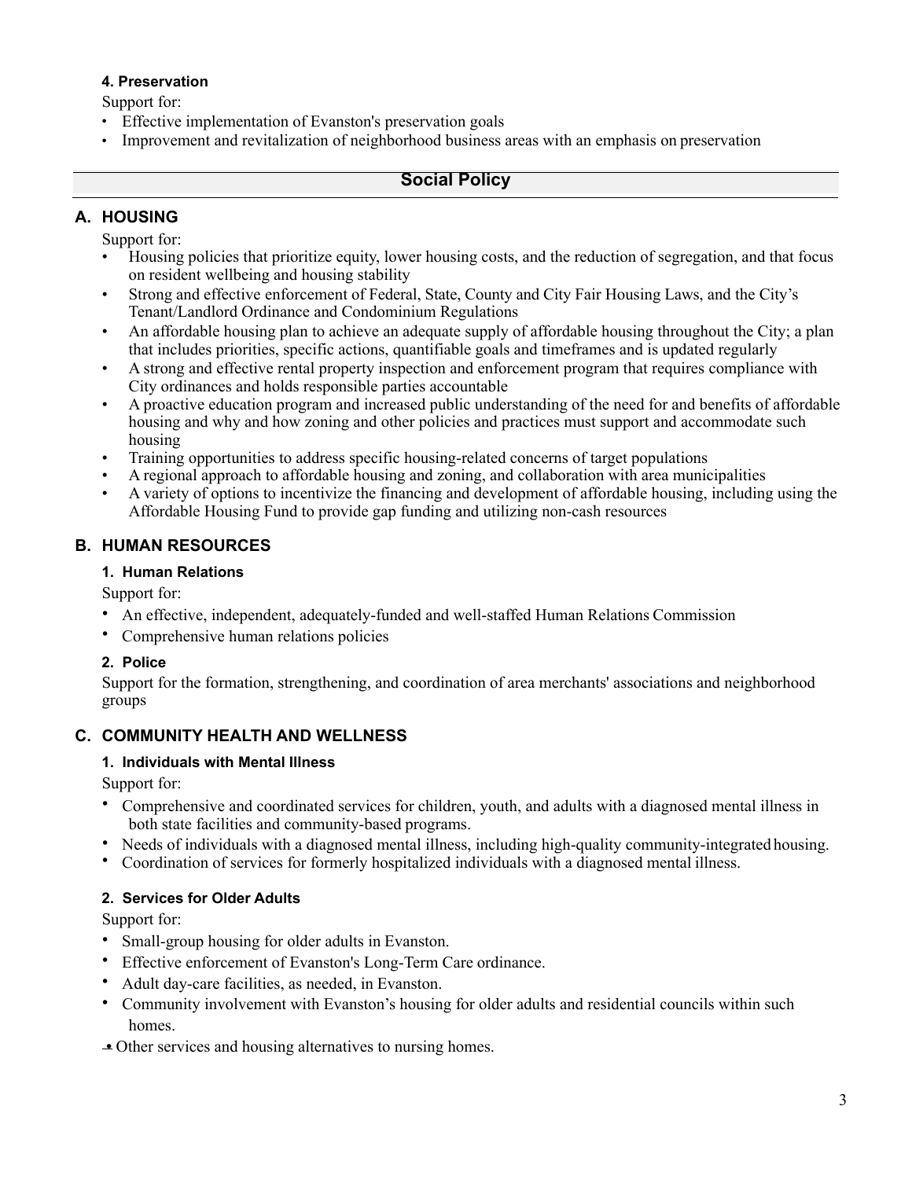#### 4. Preservation

Support for:

- Effective implementation of Evanston's preservation goals
- Improvement and revitalization of neighborhood business areas with an emphasis on preservation

## Social Policy

### A. HOUSING

Support for:

- Housing policies that prioritize equity, lower housing costs, and the reduction of segregation, and that focus on resident wellbeing and housing stability
- Strong and effective enforcement of Federal, State, County and City Fair Housing Laws, and the City's Tenant/Landlord Ordinance and Condominium Regulations
- An affordable housing plan to achieve an adequate supply of affordable housing throughout the City; a plan that includes priorities, specific actions, quantifiable goals and timeframes and is updated regularly
- A strong and effective rental property inspection and enforcement program that requires compliance with City ordinances and holds responsible parties accountable
- A proactive education program and increased public understanding of the need for and benefits of affordable housing and why and how zoning and other policies and practices must support and accommodate such housing
- Training opportunities to address specific housing-related concerns of target populations
- A regional approach to affordable housing and zoning, and collaboration with area municipalities
- A variety of options to incentivize the financing and development of affordable housing, including using the Affordable Housing Fund to provide gap funding and utilizing non-cash resources

### B. HUMAN RESOURCES

#### 1. Human Relations

Support for:

- An effective, independent, adequately-funded and well-staffed Human Relations Commission
- Comprehensive human relations policies

#### 2. Police

Support for the formation, strengthening, and coordination of area merchants' associations and neighborhood groups

### C. COMMUNITY HEALTH AND WELLNESS

#### 1. Individuals with Mental Illness

Support for:

- Comprehensive and coordinated services for children, youth, and adults with a diagnosed mental illness in both state facilities and community-based programs.
- Needs of individuals with a diagnosed mental illness, including high-quality community-integrated housing.
- Coordination of services for formerly hospitalized individuals with a diagnosed mental illness.

#### 2. Services for Older Adults

Support for:

- Small-group housing for older adults in Evanston.
- Effective enforcement of Evanston's Long-Term Care ordinance.
- Adult day-care facilities, as needed, in Evanston.
- Community involvement with Evanston's housing for older adults and residential councils within such homes.
- Other services and housing alternatives to nursing homes.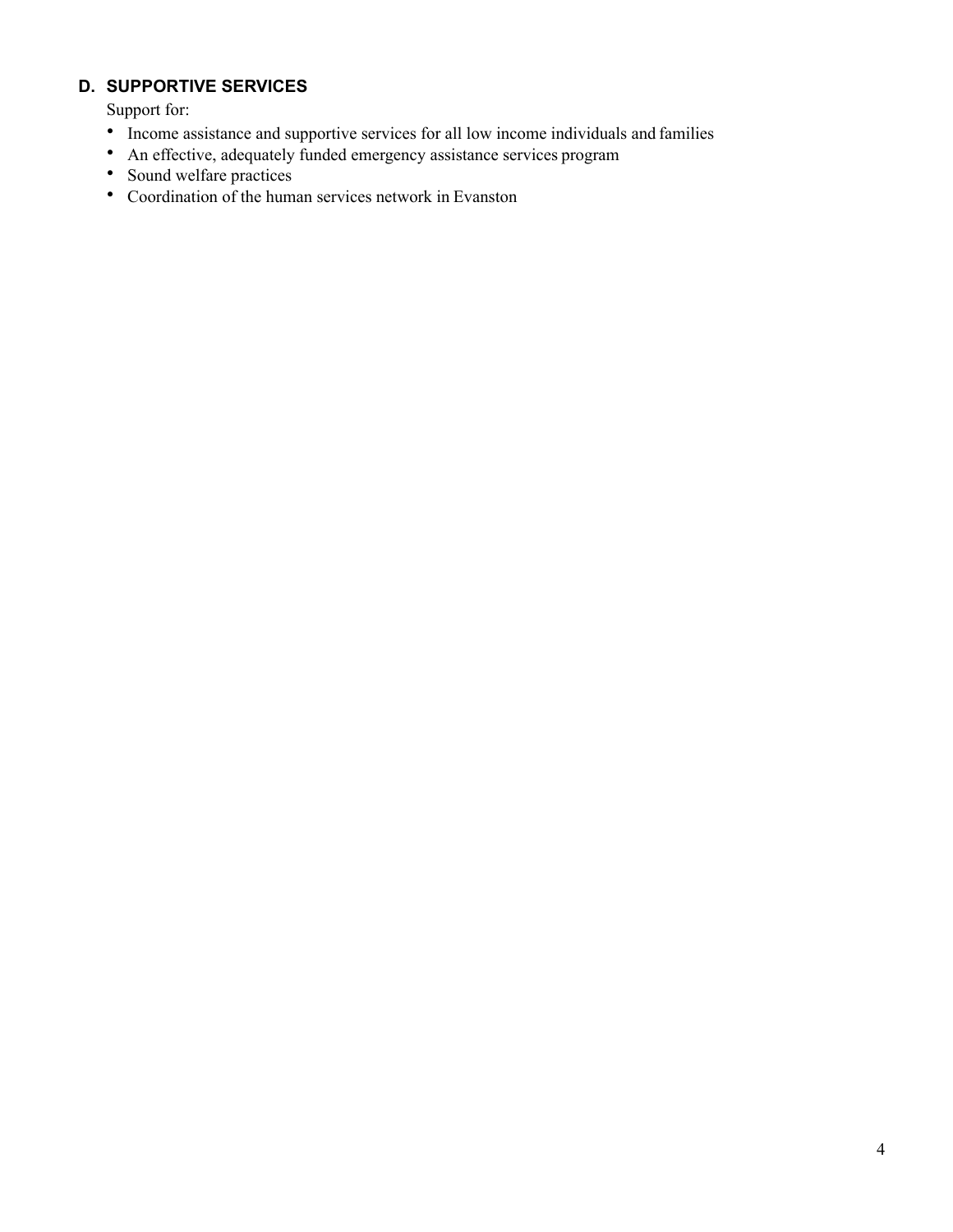### D. SUPPORTIVE SERVICES

Support for:

- Income assistance and supportive services for all low income individuals and families
- An effective, adequately funded emergency assistance services program
- Sound welfare practices
- Coordination of the human services network in Evanston